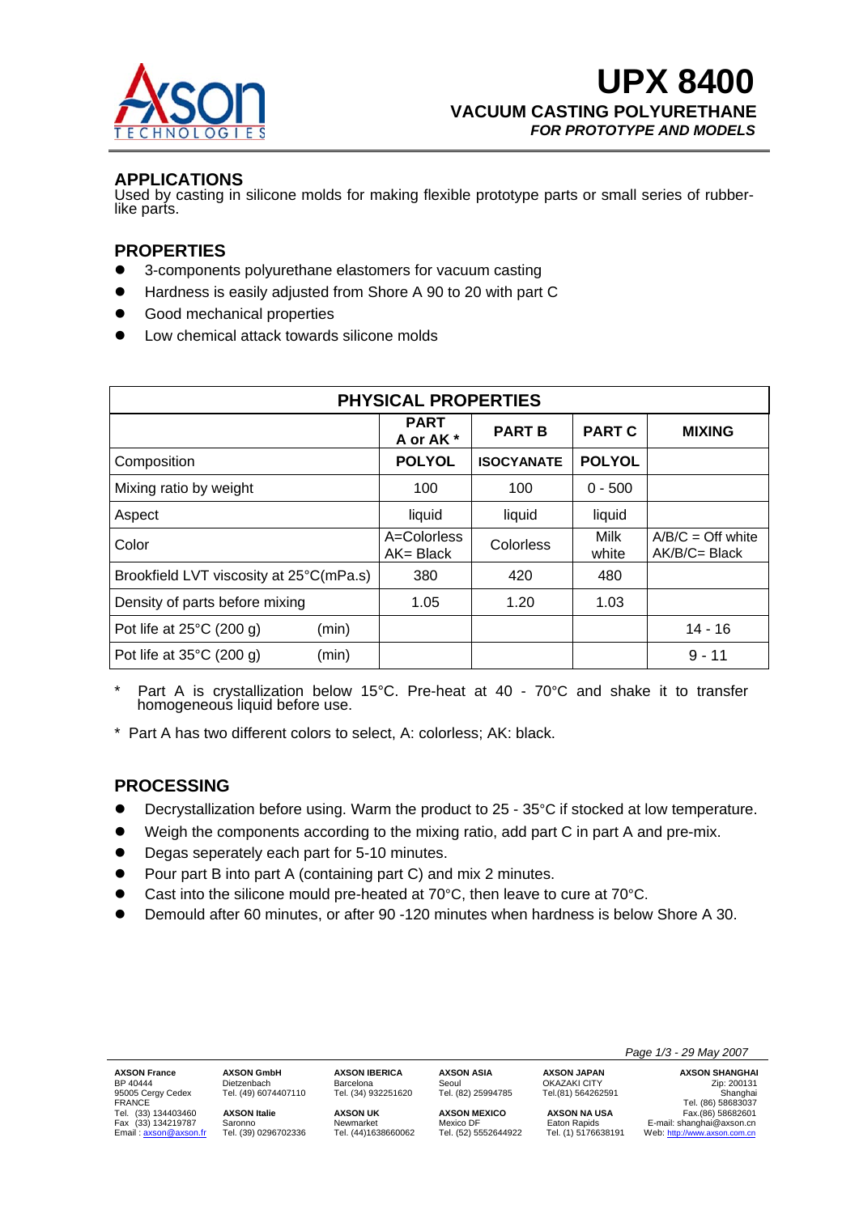# UPX 8400

## VACUUM CASTING POLYURETHANE

***FOR PROTOTYPE AND MODELS***

## APPLICATIONS

Used by casting in silicone molds for making flexible prototype parts or small series of rubber-like parts.

## PROPERTIES

- 3-components polyurethane elastomers for vacuum casting
- Hardness is easily adjusted from Shore A 90 to 20 with part C
- Good mechanical properties
- Low chemical attack towards silicone molds

| PHYSICAL PROPERTIES | | | | | |
|---|---|---|---|---|---|
| | **PART A or AK \*** | **PART B** | **PART C** | **MIXING** |
| Composition | **POLYOL** | **ISOCYANATE** | **POLYOL** | |
| Mixing ratio by weight | 100 | 100 | 0 - 500 | |
| Aspect | liquid | liquid | liquid | |
| Color | A=Colorless AK= Black | Colorless | Milk white | A/B/C = Off white AK/B/C= Black |
| Brookfield LVT viscosity at 25°C(mPa.s) | 380 | 420 | 480 | |
| Density of parts before mixing | 1.05 | 1.20 | 1.03 | |
| Pot life at 25°C (200 g) (min) | | | | 14 - 16 |
| Pot life at 35°C (200 g) (min) | | | | 9 - 11 |

\* Part A is crystallization below 15°C. Pre-heat at 40 - 70°C and shake it to transfer homogeneous liquid before use.

\* Part A has two different colors to select, A: colorless; AK: black.

## PROCESSING

- Decrystallization before using. Warm the product to 25 - 35°C if stocked at low temperature.
- Weigh the components according to the mixing ratio, add part C in part A and pre-mix.
- Degas seperately each part for 5-10 minutes.
- Pour part B into part A (containing part C) and mix 2 minutes.
- Cast into the silicone mould pre-heated at 70°C, then leave to cure at 70°C.
- Demould after 60 minutes, or after 90 -120 minutes when hardness is below Shore A 30.

**AXSON France**
BP 40444
95005 Cergy Cedex
FRANCE
Tel. (33) 134403460
Fax (33) 134219787
Email : axson@axson.fr

**AXSON GmbH**
Dietzenbach
Tel. (49) 6074407110

**AXSON Italie**
Saronno
Tel. (39) 0296702336

**AXSON IBERICA**
Barcelona
Tel. (34) 932251620

**AXSON UK**
Newmarket
Tel. (44)1638660062

**AXSON ASIA**
Seoul
Tel. (82) 25994785

**AXSON MEXICO**
Mexico DF
Tel. (52) 5552644922

**AXSON JAPAN**
OKAZAKI CITY
Tel.(81) 564262591

**AXSON NA USA**
Eaton Rapids
Tel. (1) 5176638191

**AXSON SHANGHAI**
Zip: 200131
Shanghai
Tel. (86) 58683037
Fax.(86) 58682601
E-mail: shanghai@axson.cn
Web: http://www.axson.com.cn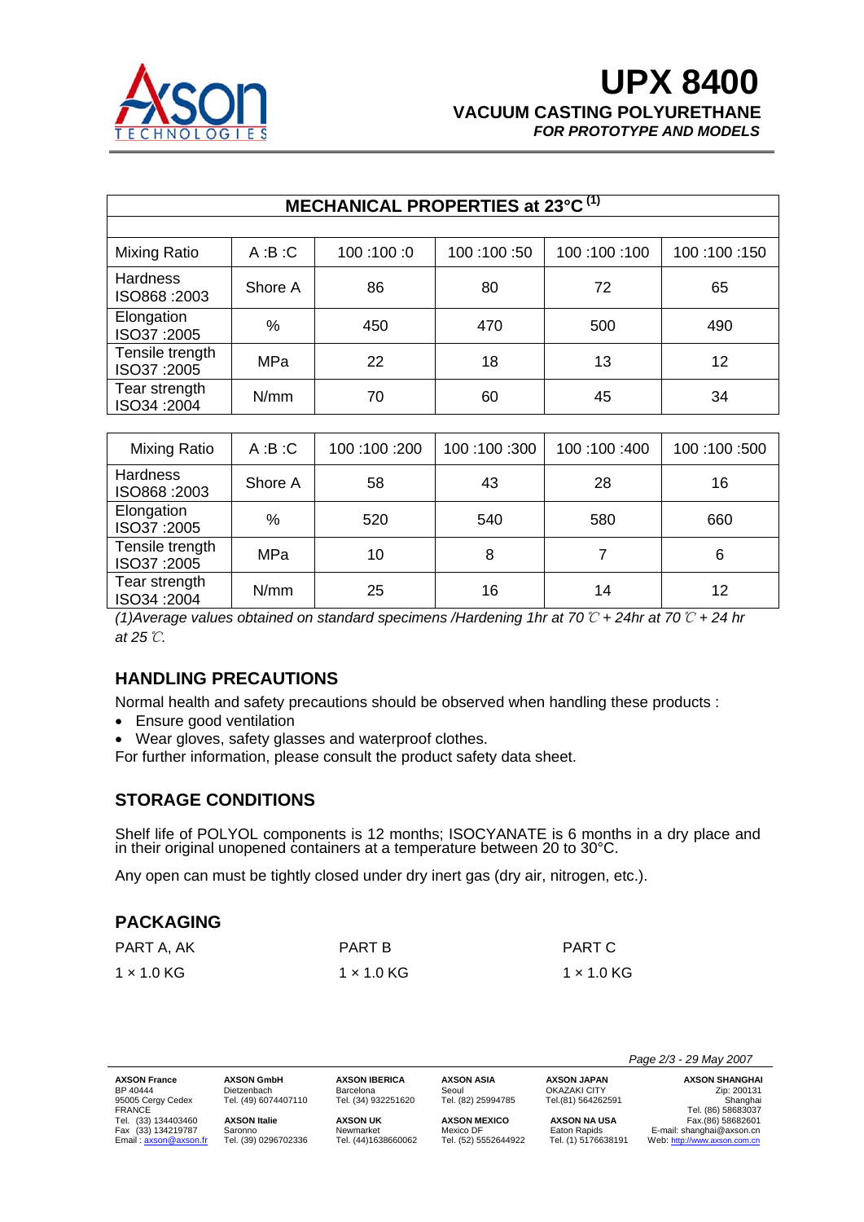# UPX 8400

**VACUUM CASTING POLYURETHANE**

***FOR PROTOTYPE AND MODELS***

| MECHANICAL PROPERTIES at 23°C (1) | | | | | |
|---|---|---|---|---|---|
| Mixing Ratio | A :B :C | 100 :100 :0 | 100 :100 :50 | 100 :100 :100 | 100 :100 :150 |
| Hardness ISO868 :2003 | Shore A | 86 | 80 | 72 | 65 |
| Elongation ISO37 :2005 | % | 450 | 470 | 500 | 490 |
| Tensile trength ISO37 :2005 | MPa | 22 | 18 | 13 | 12 |
| Tear strength ISO34 :2004 | N/mm | 70 | 60 | 45 | 34 |

| Mixing Ratio | A :B :C | 100 :100 :200 | 100 :100 :300 | 100 :100 :400 | 100 :100 :500 |
|---|---|---|---|---|---|
| Hardness ISO868 :2003 | Shore A | 58 | 43 | 28 | 16 |
| Elongation ISO37 :2005 | % | 520 | 540 | 580 | 660 |
| Tensile trength ISO37 :2005 | MPa | 10 | 8 | 7 | 6 |
| Tear strength ISO34 :2004 | N/mm | 25 | 16 | 14 | 12 |

*(1)Average values obtained on standard specimens /Hardening 1hr at 70 ℃ + 24hr at 70 ℃ + 24 hr at 25 ℃.*

## HANDLING PRECAUTIONS

Normal health and safety precautions should be observed when handling these products :

- Ensure good ventilation
- Wear gloves, safety glasses and waterproof clothes.

For further information, please consult the product safety data sheet.

## STORAGE CONDITIONS

Shelf life of POLYOL components is 12 months; ISOCYANATE is 6 months in a dry place and in their original unopened containers at a temperature between 20 to 30°C.

Any open can must be tightly closed under dry inert gas (dry air, nitrogen, etc.).

## PACKAGING

| PART A, AK | PART B | PART C |
|---|---|---|
| 1 × 1.0 KG | 1 × 1.0 KG | 1 × 1.0 KG |

**AXSON France**
BP 40444
95005 Cergy Cedex
FRANCE
Tel. (33) 134403460
Fax (33) 134219787
Email : axson@axson.fr

**AXSON GmbH**
Dietzenbach
Tel. (49) 6074407110

**AXSON Italie**
Saronno
Tel. (39) 0296702336

**AXSON IBERICA**
Barcelona
Tel. (34) 932251620

**AXSON UK**
Newmarket
Tel. (44)1638660062

**AXSON ASIA**
Seoul
Tel. (82) 25994785

**AXSON MEXICO**
Mexico DF
Tel. (52) 5552644922

**AXSON JAPAN**
OKAZAKI CITY
Tel.(81) 564262591

**AXSON NA USA**
Eaton Rapids
Tel. (1) 5176638191

**AXSON SHANGHAI**
Zip: 200131
Shanghai
Tel. (86) 58683037
Fax.(86) 58682601
E-mail: shanghai@axson.cn
Web: http://www.axson.com.cn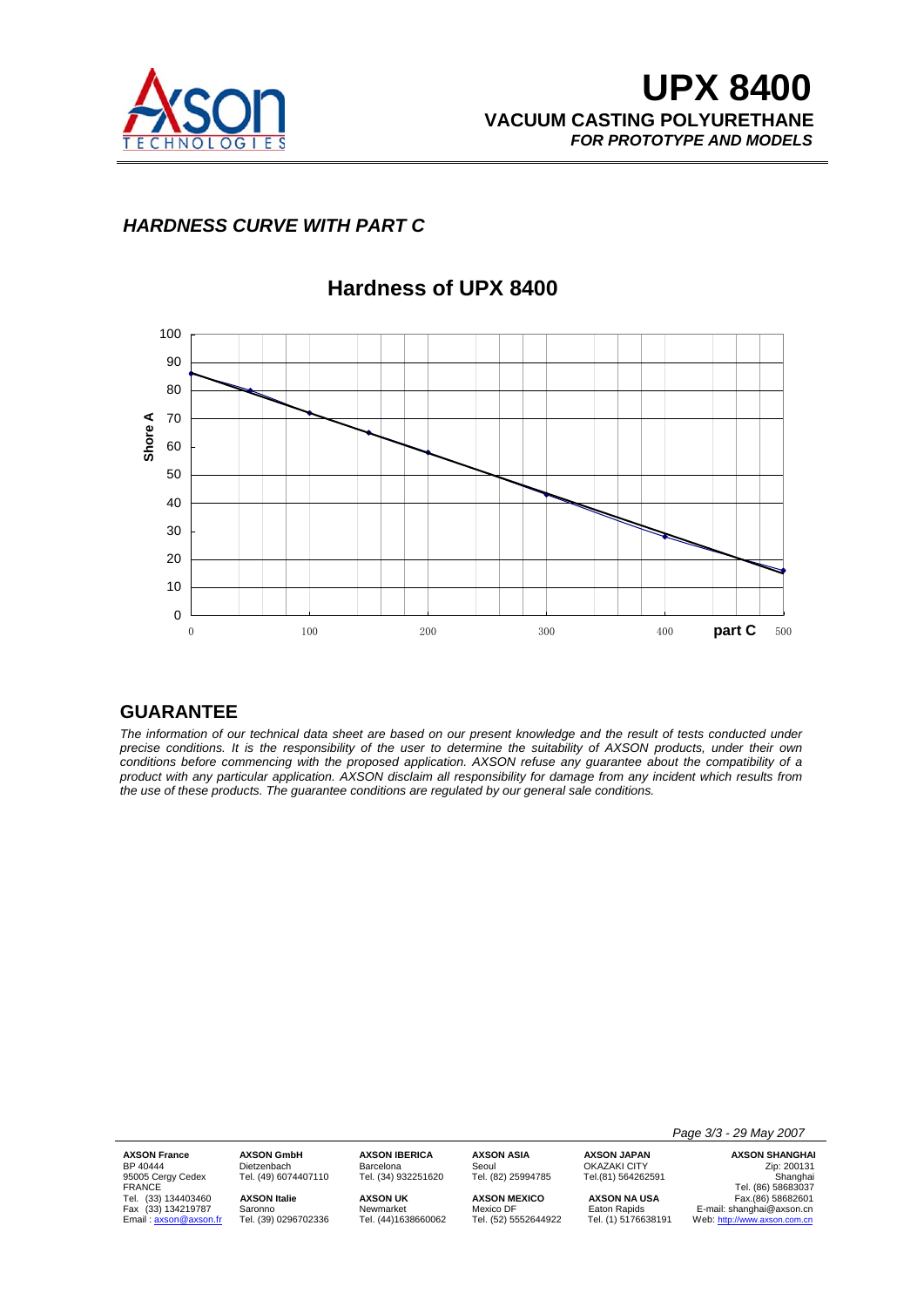# UPX 8400

## VACUUM CASTING POLYURETHANE

***FOR PROTOTYPE AND MODELS***

### *HARDNESS CURVE WITH PART C*

**Hardness of UPX 8400**

Shore A

100
90
80
70
60
50
40
30
20
10
0

0 100 200 300 400 **part C** 500

## GUARANTEE

*The information of our technical data sheet are based on our present knowledge and the result of tests conducted under precise conditions. It is the responsibility of the user to determine the suitability of AXSON products, under their own conditions before commencing with the proposed application. AXSON refuse any guarantee about the compatibility of a product with any particular application. AXSON disclaim all responsibility for damage from any incident which results from the use of these products. The guarantee conditions are regulated by our general sale conditions.*

*Page 3/3 - 29 May 2007*

**AXSON France**
BP 40444
95005 Cergy Cedex
FRANCE
Tel. (33) 134403460
Fax (33) 134219787
Email : axson@axson.fr

**AXSON GmbH**
Dietzenbach
Tel. (49) 6074407110

**AXSON Italie**
Saronno
Tel. (39) 0296702336

**AXSON IBERICA**
Barcelona
Tel. (34) 932251620

**AXSON UK**
Newmarket
Tel. (44)1638660062

**AXSON ASIA**
Seoul
Tel. (82) 25994785

**AXSON MEXICO**
Mexico DF
Tel. (52) 5552644922

**AXSON JAPAN**
OKAZAKI CITY
Tel.(81) 564262591

**AXSON NA USA**
Eaton Rapids
Tel. (1) 5176638191

**AXSON SHANGHAI**
Zip: 200131
Shanghai
Tel. (86) 58683037
Fax.(86) 58682601
E-mail: shanghai@axson.cn
Web: http://www.axson.com.cn